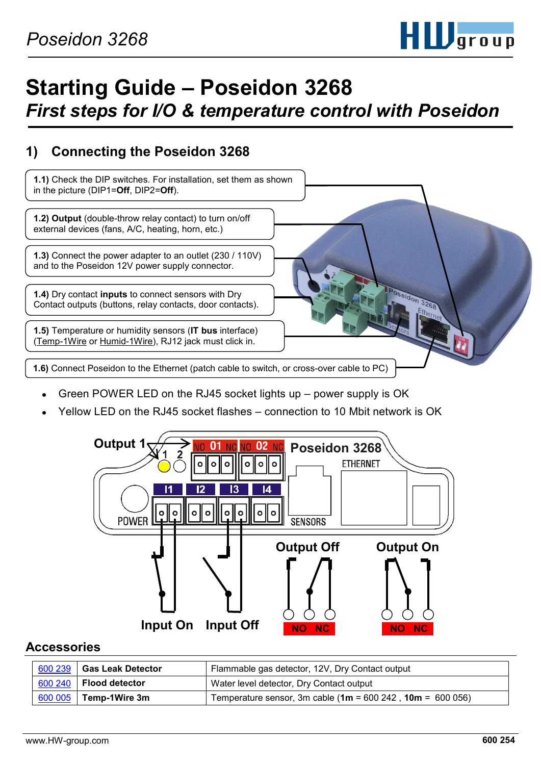# Starting Guide – Poseidon 3268

## *First steps for I/O & temperature control with Poseidon*

## 1) Connecting the Poseidon 3268

**1.1)** Check the DIP switches. For installation, set them as shown in the picture (DIP1=**Off**, DIP2=**Off**).

**1.2) Output** (double-throw relay contact) to turn on/off external devices (fans, A/C, heating, horn, etc.)

**1.3)** Connect the power adapter to an outlet (230 / 110V) and to the Poseidon 12V power supply connector.

**1.4)** Dry contact **inputs** to connect sensors with Dry Contact outputs (buttons, relay contacts, door contacts).

**1.5)** Temperature or humidity sensors (**IT bus** interface) (Temp-1Wire or Humid-1Wire), RJ12 jack must click in.

**1.6)** Connect Poseidon to the Ethernet (patch cable to switch, or cross-over cable to PC)

- Green POWER LED on the RJ45 socket lights up – power supply is OK
- Yellow LED on the RJ45 socket flashes – connection to 10 Mbit network is OK

Output 1 — NO 01 NC, NO 02 NC — Poseidon 3268 — ETHERNET — I1, I2, I3, I4 — POWER — SENSORS

Output Off — Output On — Input On — Input Off — NO NC — NO NC

## Accessories

| | | |
|---|---|---|
| 600 239 | **Gas Leak Detector** | Flammable gas detector, 12V, Dry Contact output |
| 600 240 | **Flood detector** | Water level detector, Dry Contact output |
| 600 005 | **Temp-1Wire 3m** | Temperature sensor, 3m cable (**1m** = 600 242 , **10m** = 600 056) |

www.HW-group.com **600 254**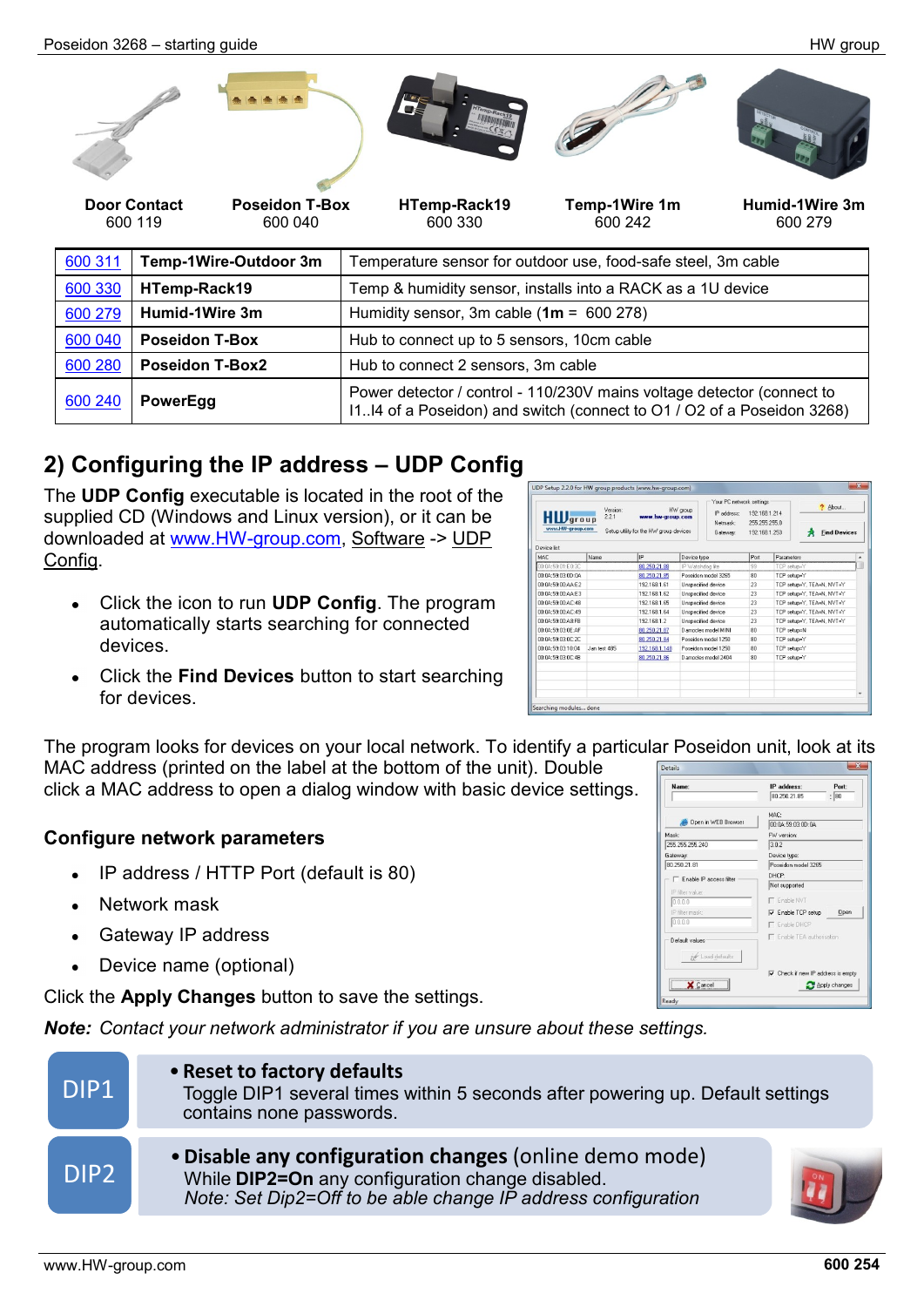| Door Contact | Poseidon T-Box | HTemp-Rack19 | Temp-1Wire 1m | Humid-1Wire 3m |
|---|---|---|---|---|
| 600 119 | 600 040 | 600 330 | 600 242 | 600 279 |

| | | |
|---|---|---|
| 600 311 | **Temp-1Wire-Outdoor 3m** | Temperature sensor for outdoor use, food-safe steel, 3m cable |
| 600 330 | **HTemp-Rack19** | Temp & humidity sensor, installs into a RACK as a 1U device |
| 600 279 | **Humid-1Wire 3m** | Humidity sensor, 3m cable (**1m** = 600 278) |
| 600 040 | **Poseidon T-Box** | Hub to connect up to 5 sensors, 10cm cable |
| 600 280 | **Poseidon T-Box2** | Hub to connect 2 sensors, 3m cable |
| 600 240 | **PowerEgg** | Power detector / control - 110/230V mains voltage detector (connect to I1..I4 of a Poseidon) and switch (connect to O1 / O2 of a Poseidon 3268) |

## 2) Configuring the IP address – UDP Config

The **UDP Config** executable is located in the root of the supplied CD (Windows and Linux version), or it can be downloaded at www.HW-group.com, Software -> UDP Config.

- Click the icon to run **UDP Config**. The program automatically starts searching for connected devices.
- Click the **Find Devices** button to start searching for devices.

The program looks for devices on your local network. To identify a particular Poseidon unit, look at its MAC address (printed on the label at the bottom of the unit). Double click a MAC address to open a dialog window with basic device settings.

### Configure network parameters

- IP address / HTTP Port (default is 80)
- Network mask
- Gateway IP address
- Device name (optional)

Click the **Apply Changes** button to save the settings.

***Note:** Contact your network administrator if you are unsure about these settings.*

**DIP1**

- **Reset to factory defaults**
  Toggle DIP1 several times within 5 seconds after powering up. Default settings contains none passwords.

**DIP2**

- **Disable any configuration changes** (online demo mode)
  While **DIP2=On** any configuration change disabled.
  *Note: Set Dip2=Off to be able change IP address configuration*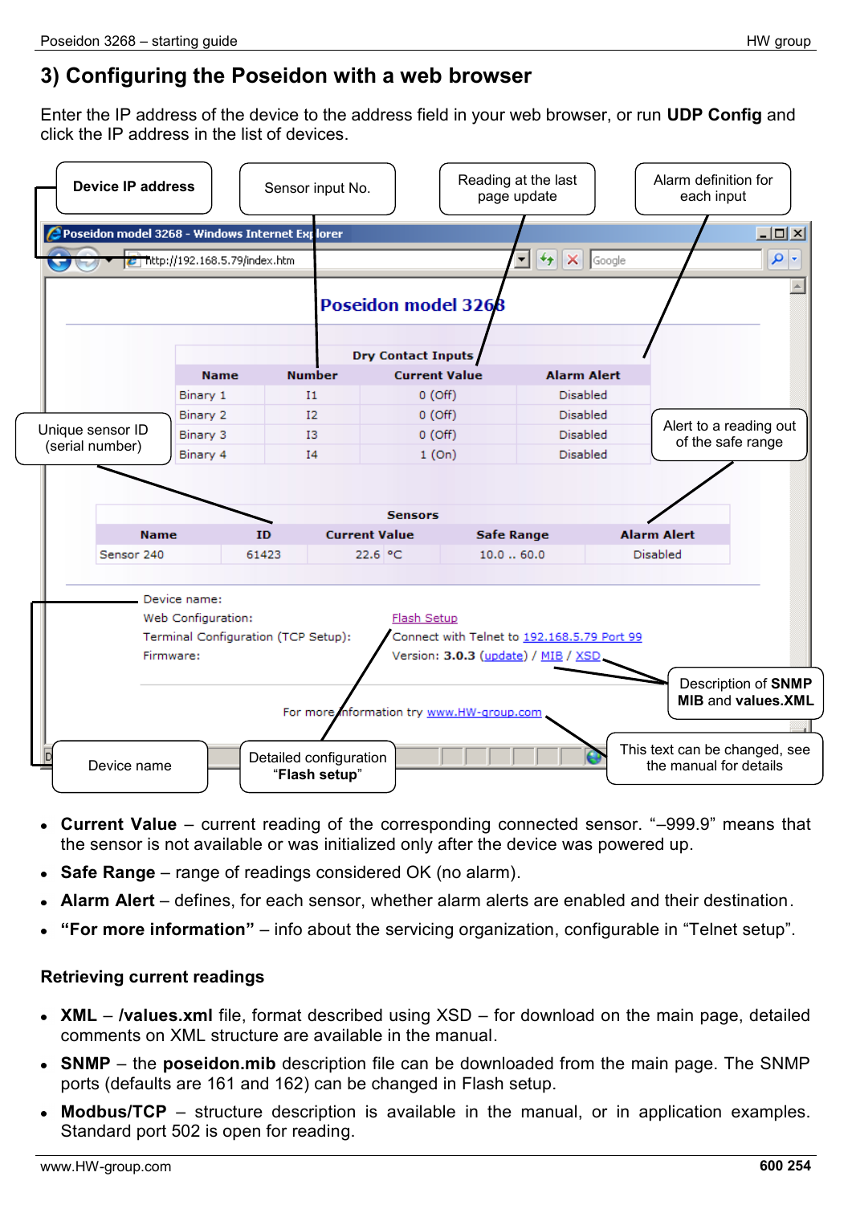## 3) Configuring the Poseidon with a web browser

Enter the IP address of the device to the address field in your web browser, or run **UDP Config** and click the IP address in the list of devices.

Device IP address — Sensor input No. — Reading at the last page update — Alarm definition for each input

Poseidon model 3268 - Windows Internet Explorer

http://192.168.5.79/index.htm

**Poseidon model 3268**

| Dry Contact Inputs | | | |
|---|---|---|---|
| **Name** | **Number** | **Current Value** | **Alarm Alert** |
| Binary 1 | I1 | 0 (Off) | Disabled |
| Binary 2 | I2 | 0 (Off) | Disabled |
| Binary 3 | I3 | 0 (Off) | Disabled |
| Binary 4 | I4 | 1 (On) | Disabled |

Unique sensor ID (serial number) — Alert to a reading out of the safe range

| Sensors | | | | |
|---|---|---|---|---|
| **Name** | **ID** | **Current Value** | **Safe Range** | **Alarm Alert** |
| Sensor 240 | 61423 | 22.6 °C | 10.0 .. 60.0 | Disabled |

Device name:
Web Configuration: Flash Setup
Terminal Configuration (TCP Setup): Connect with Telnet to 192.168.5.79 Port 99
Firmware: Version: **3.0.3** (update) / MIB / XSD

For more information try www.HW-group.com

Device name — Detailed configuration "**Flash setup**" — Description of **SNMP MIB** and **values.XML** — This text can be changed, see the manual for details

- **Current Value** – current reading of the corresponding connected sensor. "–999.9" means that the sensor is not available or was initialized only after the device was powered up.
- **Safe Range** – range of readings considered OK (no alarm).
- **Alarm Alert** – defines, for each sensor, whether alarm alerts are enabled and their destination.
- **"For more information"** – info about the servicing organization, configurable in "Telnet setup".

### Retrieving current readings

- **XML** – **/values.xml** file, format described using XSD – for download on the main page, detailed comments on XML structure are available in the manual.
- **SNMP** – the **poseidon.mib** description file can be downloaded from the main page. The SNMP ports (defaults are 161 and 162) can be changed in Flash setup.
- **Modbus/TCP** – structure description is available in the manual, or in application examples. Standard port 502 is open for reading.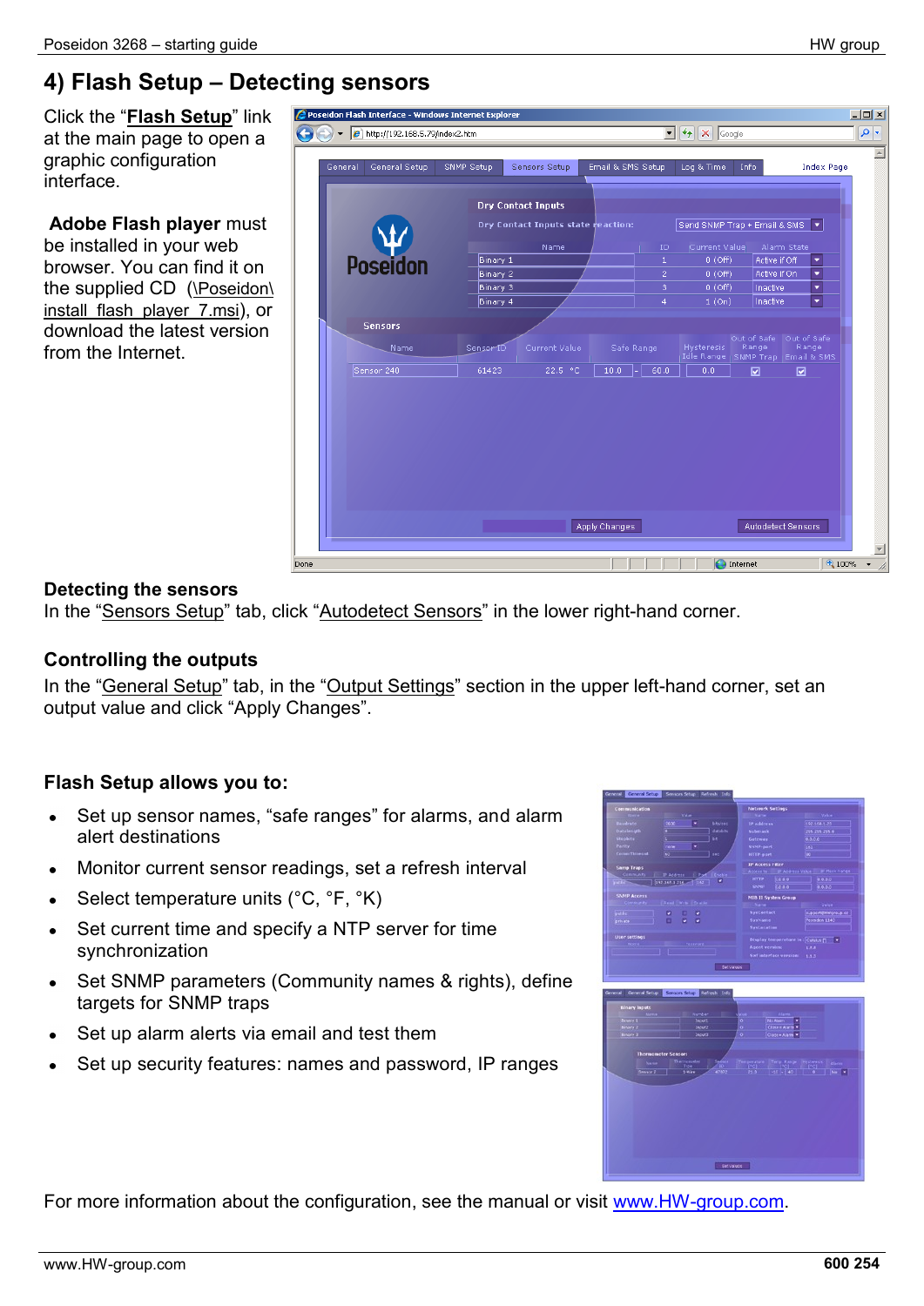## 4) Flash Setup – Detecting sensors

Click the "**Flash Setup**" link at the main page to open a graphic configuration interface.

**Adobe Flash player** must be installed in your web browser. You can find it on the supplied CD (\Poseidon\install_flash_player_7.msi), or download the latest version from the Internet.

### Detecting the sensors

In the "Sensors Setup" tab, click "Autodetect Sensors" in the lower right-hand corner.

### Controlling the outputs

In the "General Setup" tab, in the "Output Settings" section in the upper left-hand corner, set an output value and click "Apply Changes".

### Flash Setup allows you to:

- Set up sensor names, "safe ranges" for alarms, and alarm alert destinations
- Monitor current sensor readings, set a refresh interval
- Select temperature units (°C, °F, °K)
- Set current time and specify a NTP server for time synchronization
- Set SNMP parameters (Community names & rights), define targets for SNMP traps
- Set up alarm alerts via email and test them
- Set up security features: names and password, IP ranges

For more information about the configuration, see the manual or visit www.HW-group.com.